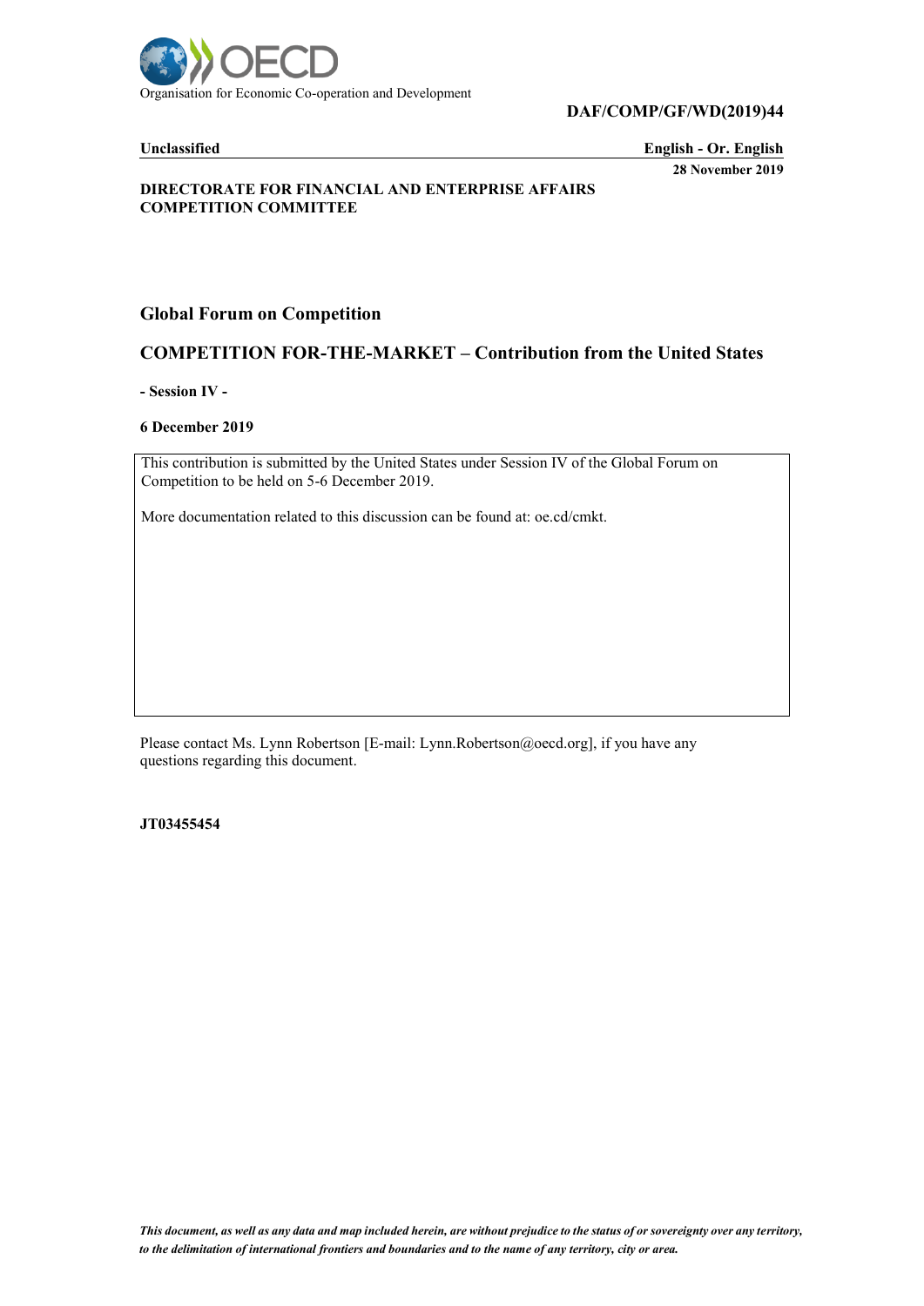Organisation for Economic Co-operation and Development

**DAF/COMP/GF/WD(2019)44**

**Unclassified** **English - Or. English**

**28 November 2019**

**DIRECTORATE FOR FINANCIAL AND ENTERPRISE AFFAIRS**
**COMPETITION COMMITTEE**

## Global Forum on Competition

## COMPETITION FOR-THE-MARKET – Contribution from the United States

**- Session IV -**

**6 December 2019**

This contribution is submitted by the United States under Session IV of the Global Forum on Competition to be held on 5-6 December 2019.

More documentation related to this discussion can be found at: oe.cd/cmkt.

Please contact Ms. Lynn Robertson [E-mail: Lynn.Robertson@oecd.org], if you have any questions regarding this document.

**JT03455454**

*This document, as well as any data and map included herein, are without prejudice to the status of or sovereignty over any territory, to the delimitation of international frontiers and boundaries and to the name of any territory, city or area.*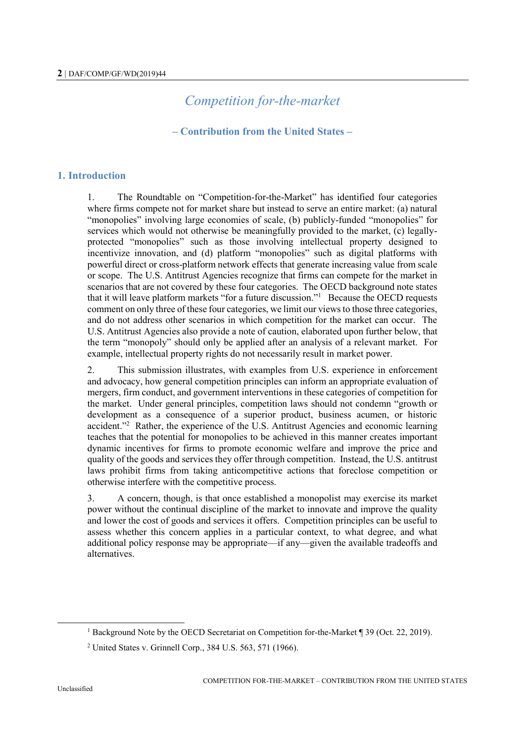# *Competition for-the-market*

### – Contribution from the United States –

## 1. Introduction

1. The Roundtable on "Competition-for-the-Market" has identified four categories where firms compete not for market share but instead to serve an entire market: (a) natural "monopolies" involving large economies of scale, (b) publicly-funded "monopolies" for services which would not otherwise be meaningfully provided to the market, (c) legally-protected "monopolies" such as those involving intellectual property designed to incentivize innovation, and (d) platform "monopolies" such as digital platforms with powerful direct or cross-platform network effects that generate increasing value from scale or scope. The U.S. Antitrust Agencies recognize that firms can compete for the market in scenarios that are not covered by these four categories. The OECD background note states that it will leave platform markets "for a future discussion."[1] Because the OECD requests comment on only three of these four categories, we limit our views to those three categories, and do not address other scenarios in which competition for the market can occur. The U.S. Antitrust Agencies also provide a note of caution, elaborated upon further below, that the term "monopoly" should only be applied after an analysis of a relevant market. For example, intellectual property rights do not necessarily result in market power.

2. This submission illustrates, with examples from U.S. experience in enforcement and advocacy, how general competition principles can inform an appropriate evaluation of mergers, firm conduct, and government interventions in these categories of competition for the market. Under general principles, competition laws should not condemn "growth or development as a consequence of a superior product, business acumen, or historic accident."[2] Rather, the experience of the U.S. Antitrust Agencies and economic learning teaches that the potential for monopolies to be achieved in this manner creates important dynamic incentives for firms to promote economic welfare and improve the price and quality of the goods and services they offer through competition. Instead, the U.S. antitrust laws prohibit firms from taking anticompetitive actions that foreclose competition or otherwise interfere with the competitive process.

3. A concern, though, is that once established a monopolist may exercise its market power without the continual discipline of the market to innovate and improve the quality and lower the cost of goods and services it offers. Competition principles can be useful to assess whether this concern applies in a particular context, to what degree, and what additional policy response may be appropriate—if any—given the available tradeoffs and alternatives.

[1] Background Note by the OECD Secretariat on Competition for-the-Market ¶ 39 (Oct. 22, 2019).

[2] United States v. Grinnell Corp., 384 U.S. 563, 571 (1966).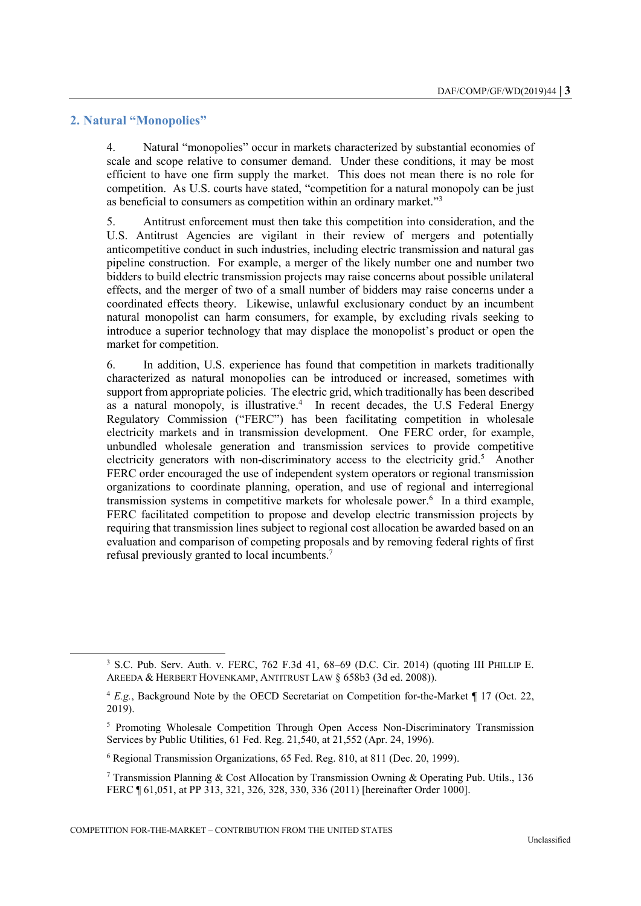## 2. Natural "Monopolies"

4. Natural "monopolies" occur in markets characterized by substantial economies of scale and scope relative to consumer demand. Under these conditions, it may be most efficient to have one firm supply the market. This does not mean there is no role for competition. As U.S. courts have stated, "competition for a natural monopoly can be just as beneficial to consumers as competition within an ordinary market."[3]

5. Antitrust enforcement must then take this competition into consideration, and the U.S. Antitrust Agencies are vigilant in their review of mergers and potentially anticompetitive conduct in such industries, including electric transmission and natural gas pipeline construction. For example, a merger of the likely number one and number two bidders to build electric transmission projects may raise concerns about possible unilateral effects, and the merger of two of a small number of bidders may raise concerns under a coordinated effects theory. Likewise, unlawful exclusionary conduct by an incumbent natural monopolist can harm consumers, for example, by excluding rivals seeking to introduce a superior technology that may displace the monopolist's product or open the market for competition.

6. In addition, U.S. experience has found that competition in markets traditionally characterized as natural monopolies can be introduced or increased, sometimes with support from appropriate policies. The electric grid, which traditionally has been described as a natural monopoly, is illustrative.[4] In recent decades, the U.S Federal Energy Regulatory Commission ("FERC") has been facilitating competition in wholesale electricity markets and in transmission development. One FERC order, for example, unbundled wholesale generation and transmission services to provide competitive electricity generators with non-discriminatory access to the electricity grid.[5] Another FERC order encouraged the use of independent system operators or regional transmission organizations to coordinate planning, operation, and use of regional and interregional transmission systems in competitive markets for wholesale power.[6] In a third example, FERC facilitated competition to propose and develop electric transmission projects by requiring that transmission lines subject to regional cost allocation be awarded based on an evaluation and comparison of competing proposals and by removing federal rights of first refusal previously granted to local incumbents.[7]

---

[3] S.C. Pub. Serv. Auth. v. FERC, 762 F.3d 41, 68–69 (D.C. Cir. 2014) (quoting III PHILLIP E. AREEDA & HERBERT HOVENKAMP, ANTITRUST LAW § 658b3 (3d ed. 2008)).

[4] *E.g.*, Background Note by the OECD Secretariat on Competition for-the-Market ¶ 17 (Oct. 22, 2019).

[5] Promoting Wholesale Competition Through Open Access Non-Discriminatory Transmission Services by Public Utilities, 61 Fed. Reg. 21,540, at 21,552 (Apr. 24, 1996).

[6] Regional Transmission Organizations, 65 Fed. Reg. 810, at 811 (Dec. 20, 1999).

[7] Transmission Planning & Cost Allocation by Transmission Owning & Operating Pub. Utils., 136 FERC ¶ 61,051, at PP 313, 321, 326, 328, 330, 336 (2011) [hereinafter Order 1000].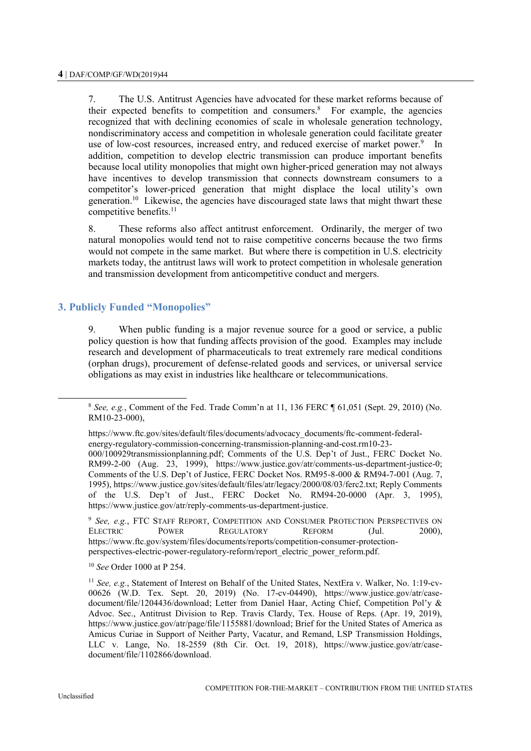7. The U.S. Antitrust Agencies have advocated for these market reforms because of their expected benefits to competition and consumers.[8] For example, the agencies recognized that with declining economies of scale in wholesale generation technology, nondiscriminatory access and competition in wholesale generation could facilitate greater use of low-cost resources, increased entry, and reduced exercise of market power.[9] In addition, competition to develop electric transmission can produce important benefits because local utility monopolies that might own higher-priced generation may not always have incentives to develop transmission that connects downstream consumers to a competitor's lower-priced generation that might displace the local utility's own generation.[10] Likewise, the agencies have discouraged state laws that might thwart these competitive benefits.[11]

8. These reforms also affect antitrust enforcement. Ordinarily, the merger of two natural monopolies would tend not to raise competitive concerns because the two firms would not compete in the same market. But where there is competition in U.S. electricity markets today, the antitrust laws will work to protect competition in wholesale generation and transmission development from anticompetitive conduct and mergers.

## 3. Publicly Funded "Monopolies"

9. When public funding is a major revenue source for a good or service, a public policy question is how that funding affects provision of the good. Examples may include research and development of pharmaceuticals to treat extremely rare medical conditions (orphan drugs), procurement of defense-related goods and services, or universal service obligations as may exist in industries like healthcare or telecommunications.

---

[8] *See, e.g.*, Comment of the Fed. Trade Comm'n at 11, 136 FERC ¶ 61,051 (Sept. 29, 2010) (No. RM10-23-000),

https://www.ftc.gov/sites/default/files/documents/advocacy_documents/ftc-comment-federal-energy-regulatory-commission-concerning-transmission-planning-and-cost.rm10-23-000/100929transmissionplanning.pdf; Comments of the U.S. Dep't of Just., FERC Docket No. RM99-2-00 (Aug. 23, 1999), https://www.justice.gov/atr/comments-us-department-justice-0; Comments of the U.S. Dep't of Justice, FERC Docket Nos. RM95-8-000 & RM94-7-001 (Aug. 7, 1995), https://www.justice.gov/sites/default/files/atr/legacy/2000/08/03/ferc2.txt; Reply Comments of the U.S. Dep't of Just., FERC Docket No. RM94-20-0000 (Apr. 3, 1995), https://www.justice.gov/atr/reply-comments-us-department-justice.

[9] *See, e.g.*, FTC Staff Report, Competition and Consumer Protection Perspectives on Electric Power Regulatory Reform (Jul. 2000), https://www.ftc.gov/system/files/documents/reports/competition-consumer-protection-perspectives-electric-power-regulatory-reform/report_electric_power_reform.pdf.

[10] *See* Order 1000 at P 254.

[11] *See, e.g.*, Statement of Interest on Behalf of the United States, NextEra v. Walker, No. 1:19-cv-00626 (W.D. Tex. Sept. 20, 2019) (No. 17-cv-04490), https://www.justice.gov/atr/case-document/file/1204436/download; Letter from Daniel Haar, Acting Chief, Competition Pol'y & Advoc. Sec., Antitrust Division to Rep. Travis Clardy, Tex. House of Reps. (Apr. 19, 2019), https://www.justice.gov/atr/page/file/1155881/download; Brief for the United States of America as Amicus Curiae in Support of Neither Party, Vacatur, and Remand, LSP Transmission Holdings, LLC v. Lange, No. 18-2559 (8th Cir. Oct. 19, 2018), https://www.justice.gov/atr/case-document/file/1102866/download.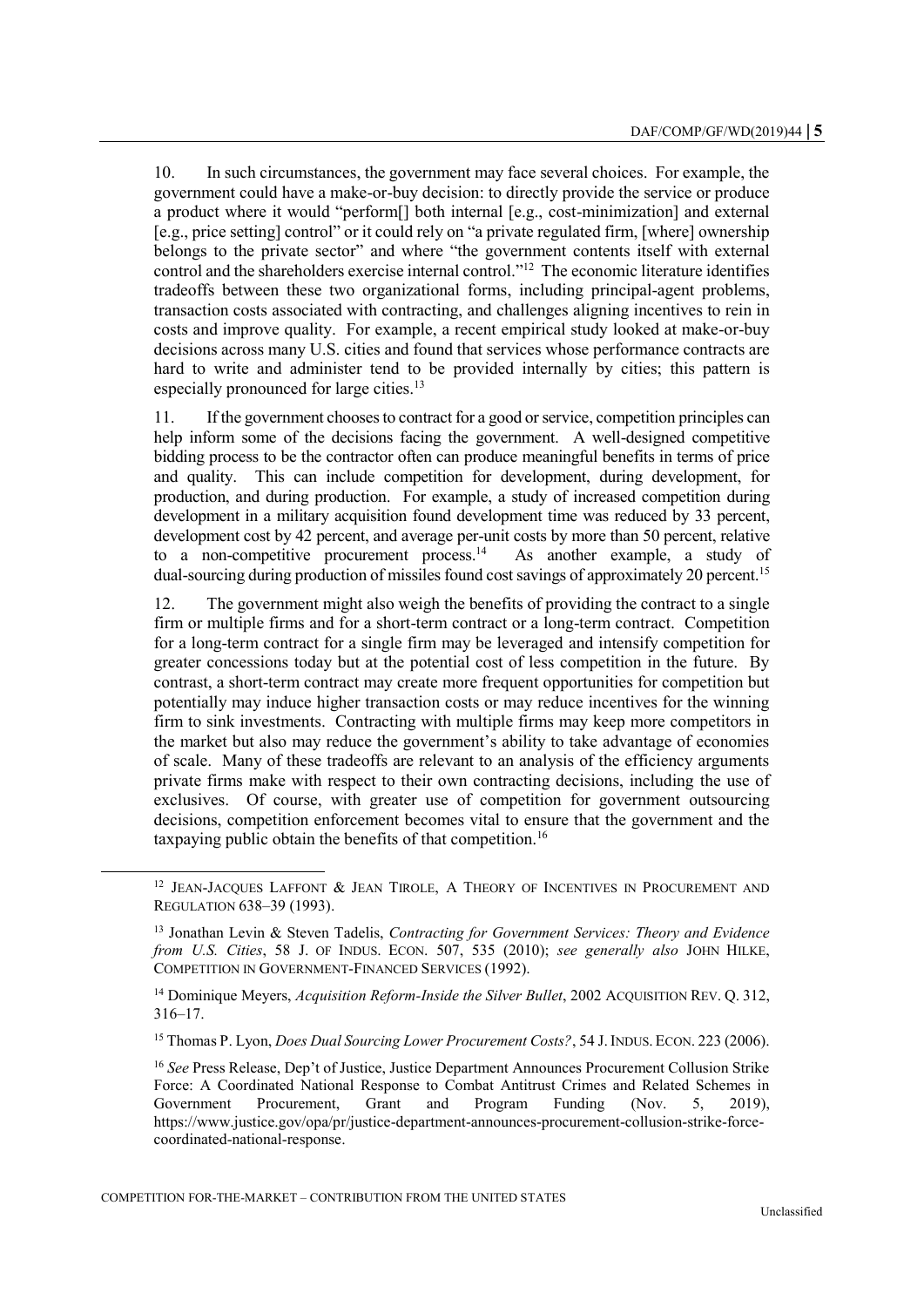10. In such circumstances, the government may face several choices. For example, the government could have a make-or-buy decision: to directly provide the service or produce a product where it would "perform[] both internal [e.g., cost-minimization] and external [e.g., price setting] control" or it could rely on "a private regulated firm, [where] ownership belongs to the private sector" and where "the government contents itself with external control and the shareholders exercise internal control."[12] The economic literature identifies tradeoffs between these two organizational forms, including principal-agent problems, transaction costs associated with contracting, and challenges aligning incentives to rein in costs and improve quality. For example, a recent empirical study looked at make-or-buy decisions across many U.S. cities and found that services whose performance contracts are hard to write and administer tend to be provided internally by cities; this pattern is especially pronounced for large cities.[13]

11. If the government chooses to contract for a good or service, competition principles can help inform some of the decisions facing the government. A well-designed competitive bidding process to be the contractor often can produce meaningful benefits in terms of price and quality. This can include competition for development, during development, for production, and during production. For example, a study of increased competition during development in a military acquisition found development time was reduced by 33 percent, development cost by 42 percent, and average per-unit costs by more than 50 percent, relative to a non-competitive procurement process.[14] As another example, a study of dual-sourcing during production of missiles found cost savings of approximately 20 percent.[15]

12. The government might also weigh the benefits of providing the contract to a single firm or multiple firms and for a short-term contract or a long-term contract. Competition for a long-term contract for a single firm may be leveraged and intensify competition for greater concessions today but at the potential cost of less competition in the future. By contrast, a short-term contract may create more frequent opportunities for competition but potentially may induce higher transaction costs or may reduce incentives for the winning firm to sink investments. Contracting with multiple firms may keep more competitors in the market but also may reduce the government's ability to take advantage of economies of scale. Many of these tradeoffs are relevant to an analysis of the efficiency arguments private firms make with respect to their own contracting decisions, including the use of exclusives. Of course, with greater use of competition for government outsourcing decisions, competition enforcement becomes vital to ensure that the government and the taxpaying public obtain the benefits of that competition.[16]

---

[12] JEAN-JACQUES LAFFONT & JEAN TIROLE, A THEORY OF INCENTIVES IN PROCUREMENT AND REGULATION 638–39 (1993).

[13] Jonathan Levin & Steven Tadelis, *Contracting for Government Services: Theory and Evidence from U.S. Cities*, 58 J. OF INDUS. ECON. 507, 535 (2010); *see generally also* JOHN HILKE, COMPETITION IN GOVERNMENT-FINANCED SERVICES (1992).

[14] Dominique Meyers, *Acquisition Reform-Inside the Silver Bullet*, 2002 ACQUISITION REV. Q. 312, 316–17.

[15] Thomas P. Lyon, *Does Dual Sourcing Lower Procurement Costs?*, 54 J. INDUS. ECON. 223 (2006).

[16] *See* Press Release, Dep't of Justice, Justice Department Announces Procurement Collusion Strike Force: A Coordinated National Response to Combat Antitrust Crimes and Related Schemes in Government Procurement, Grant and Program Funding (Nov. 5, 2019), https://www.justice.gov/opa/pr/justice-department-announces-procurement-collusion-strike-force-coordinated-national-response.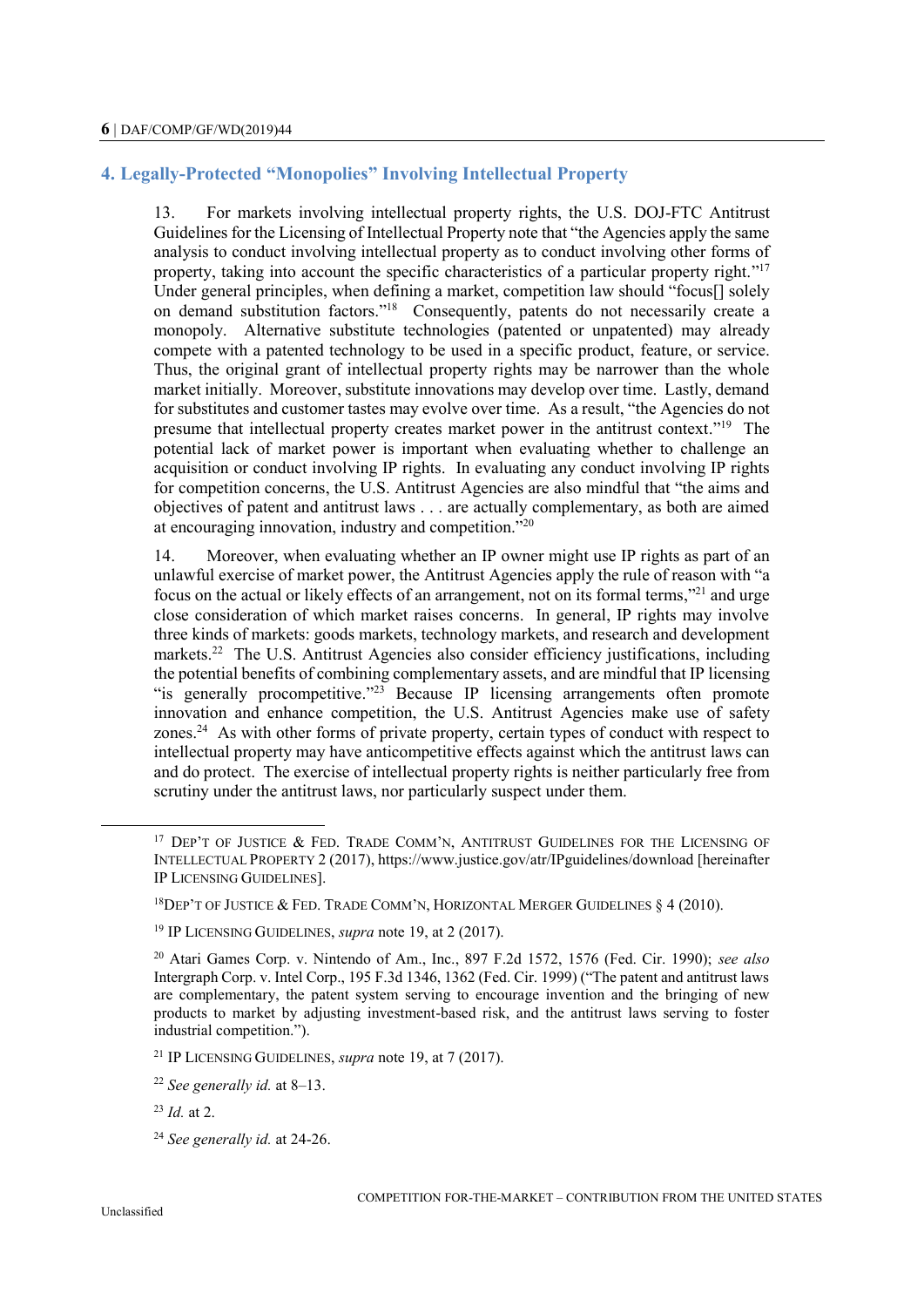## 4. Legally-Protected "Monopolies" Involving Intellectual Property

13. For markets involving intellectual property rights, the U.S. DOJ-FTC Antitrust Guidelines for the Licensing of Intellectual Property note that "the Agencies apply the same analysis to conduct involving intellectual property as to conduct involving other forms of property, taking into account the specific characteristics of a particular property right."[17] Under general principles, when defining a market, competition law should "focus[] solely on demand substitution factors."[18] Consequently, patents do not necessarily create a monopoly. Alternative substitute technologies (patented or unpatented) may already compete with a patented technology to be used in a specific product, feature, or service. Thus, the original grant of intellectual property rights may be narrower than the whole market initially. Moreover, substitute innovations may develop over time. Lastly, demand for substitutes and customer tastes may evolve over time. As a result, "the Agencies do not presume that intellectual property creates market power in the antitrust context."[19] The potential lack of market power is important when evaluating whether to challenge an acquisition or conduct involving IP rights. In evaluating any conduct involving IP rights for competition concerns, the U.S. Antitrust Agencies are also mindful that "the aims and objectives of patent and antitrust laws . . . are actually complementary, as both are aimed at encouraging innovation, industry and competition."[20]

14. Moreover, when evaluating whether an IP owner might use IP rights as part of an unlawful exercise of market power, the Antitrust Agencies apply the rule of reason with "a focus on the actual or likely effects of an arrangement, not on its formal terms,"[21] and urge close consideration of which market raises concerns. In general, IP rights may involve three kinds of markets: goods markets, technology markets, and research and development markets.[22] The U.S. Antitrust Agencies also consider efficiency justifications, including the potential benefits of combining complementary assets, and are mindful that IP licensing "is generally procompetitive."[23] Because IP licensing arrangements often promote innovation and enhance competition, the U.S. Antitrust Agencies make use of safety zones.[24] As with other forms of private property, certain types of conduct with respect to intellectual property may have anticompetitive effects against which the antitrust laws can and do protect. The exercise of intellectual property rights is neither particularly free from scrutiny under the antitrust laws, nor particularly suspect under them.

---

[17] DEP'T OF JUSTICE & FED. TRADE COMM'N, ANTITRUST GUIDELINES FOR THE LICENSING OF INTELLECTUAL PROPERTY 2 (2017), https://www.justice.gov/atr/IPguidelines/download [hereinafter IP LICENSING GUIDELINES].

[18] DEP'T OF JUSTICE & FED. TRADE COMM'N, HORIZONTAL MERGER GUIDELINES § 4 (2010).

[19] IP LICENSING GUIDELINES, *supra* note 19, at 2 (2017).

[20] Atari Games Corp. v. Nintendo of Am., Inc., 897 F.2d 1572, 1576 (Fed. Cir. 1990); *see also* Intergraph Corp. v. Intel Corp., 195 F.3d 1346, 1362 (Fed. Cir. 1999) ("The patent and antitrust laws are complementary, the patent system serving to encourage invention and the bringing of new products to market by adjusting investment-based risk, and the antitrust laws serving to foster industrial competition.").

[21] IP LICENSING GUIDELINES, *supra* note 19, at 7 (2017).

[22] *See generally id.* at 8–13.

[23] *Id.* at 2.

[24] *See generally id.* at 24-26.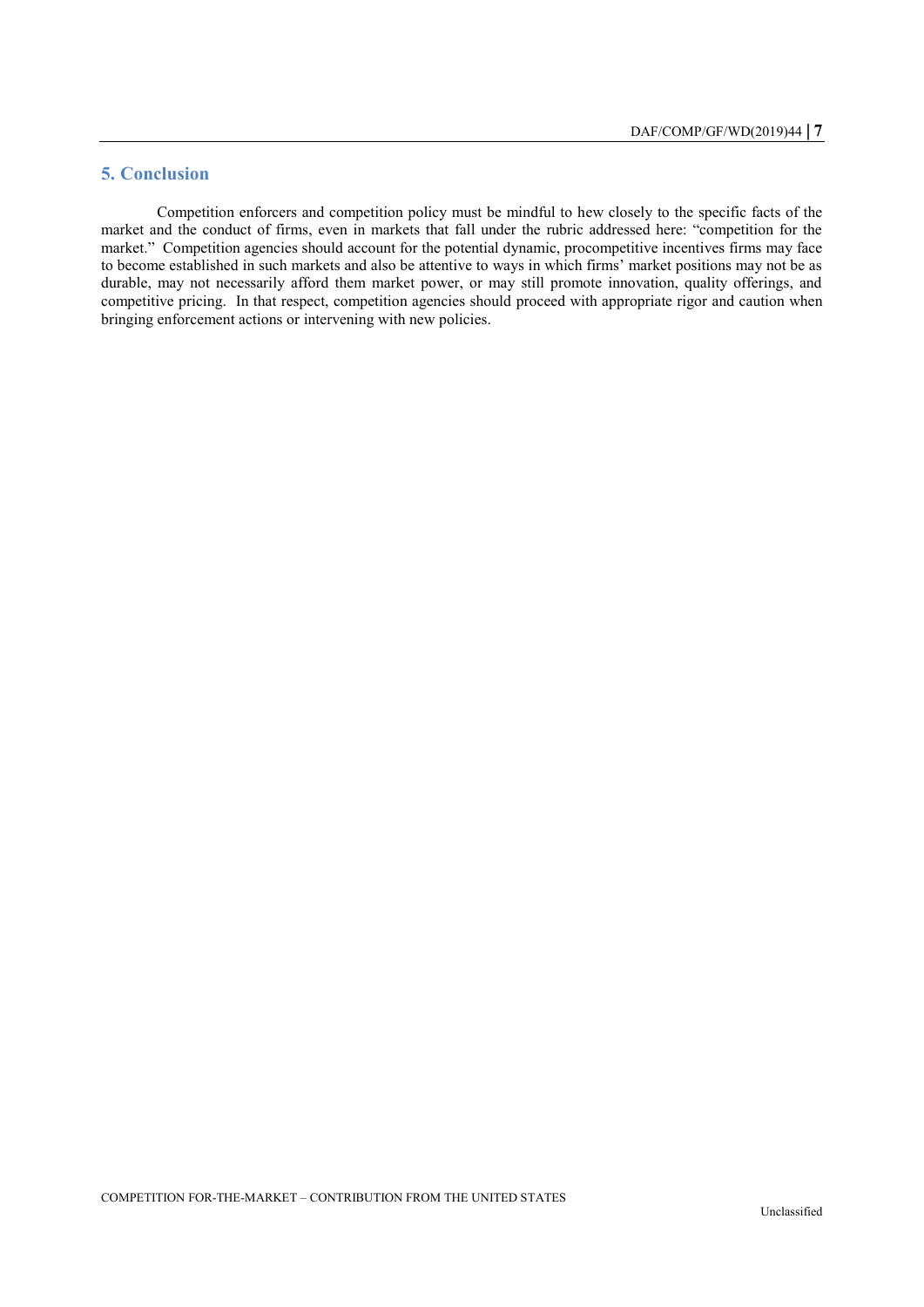## 5. Conclusion

Competition enforcers and competition policy must be mindful to hew closely to the specific facts of the market and the conduct of firms, even in markets that fall under the rubric addressed here: "competition for the market." Competition agencies should account for the potential dynamic, procompetitive incentives firms may face to become established in such markets and also be attentive to ways in which firms' market positions may not be as durable, may not necessarily afford them market power, or may still promote innovation, quality offerings, and competitive pricing. In that respect, competition agencies should proceed with appropriate rigor and caution when bringing enforcement actions or intervening with new policies.